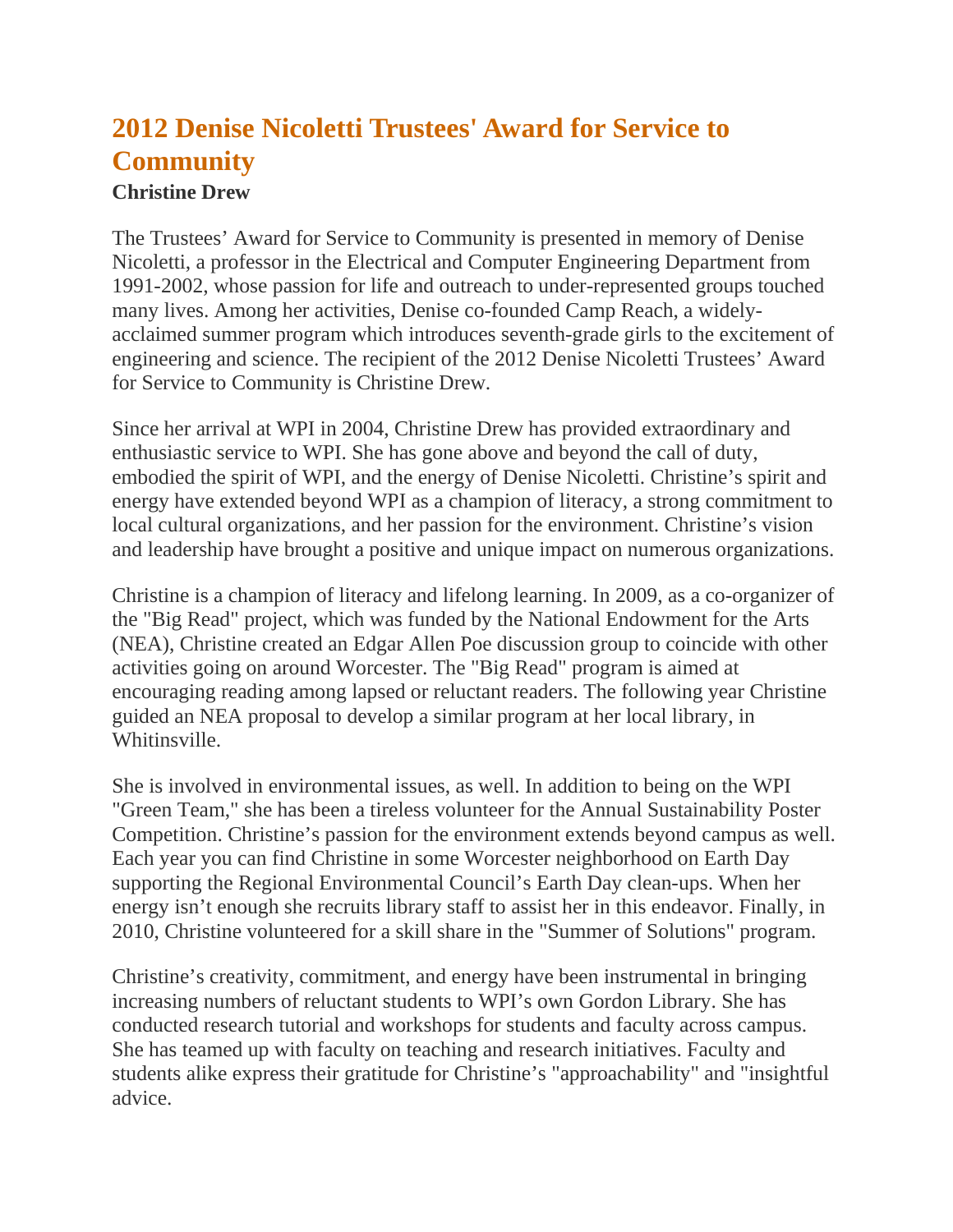# 2012 Denise Nicoletti Trustees' Award for Service to Community

**Christine Drew**

The Trustees' Award for Service to Community is presented in memory of Denise Nicoletti, a professor in the Electrical and Computer Engineering Department from 1991-2002, whose passion for life and outreach to under-represented groups touched many lives. Among her activities, Denise co-founded Camp Reach, a widely-acclaimed summer program which introduces seventh-grade girls to the excitement of engineering and science. The recipient of the 2012 Denise Nicoletti Trustees' Award for Service to Community is Christine Drew.

Since her arrival at WPI in 2004, Christine Drew has provided extraordinary and enthusiastic service to WPI. She has gone above and beyond the call of duty, embodied the spirit of WPI, and the energy of Denise Nicoletti. Christine's spirit and energy have extended beyond WPI as a champion of literacy, a strong commitment to local cultural organizations, and her passion for the environment. Christine's vision and leadership have brought a positive and unique impact on numerous organizations.

Christine is a champion of literacy and lifelong learning. In 2009, as a co-organizer of the "Big Read" project, which was funded by the National Endowment for the Arts (NEA), Christine created an Edgar Allen Poe discussion group to coincide with other activities going on around Worcester. The "Big Read" program is aimed at encouraging reading among lapsed or reluctant readers. The following year Christine guided an NEA proposal to develop a similar program at her local library, in Whitinsville.

She is involved in environmental issues, as well. In addition to being on the WPI "Green Team," she has been a tireless volunteer for the Annual Sustainability Poster Competition. Christine's passion for the environment extends beyond campus as well. Each year you can find Christine in some Worcester neighborhood on Earth Day supporting the Regional Environmental Council's Earth Day clean-ups. When her energy isn't enough she recruits library staff to assist her in this endeavor. Finally, in 2010, Christine volunteered for a skill share in the "Summer of Solutions" program.

Christine's creativity, commitment, and energy have been instrumental in bringing increasing numbers of reluctant students to WPI's own Gordon Library. She has conducted research tutorial and workshops for students and faculty across campus. She has teamed up with faculty on teaching and research initiatives. Faculty and students alike express their gratitude for Christine's "approachability" and "insightful advice.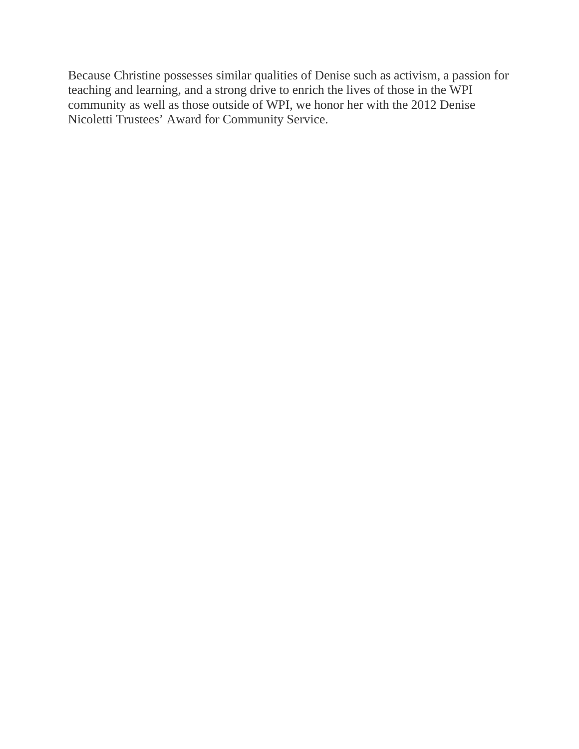Because Christine possesses similar qualities of Denise such as activism, a passion for teaching and learning, and a strong drive to enrich the lives of those in the WPI community as well as those outside of WPI, we honor her with the 2012 Denise Nicoletti Trustees' Award for Community Service.